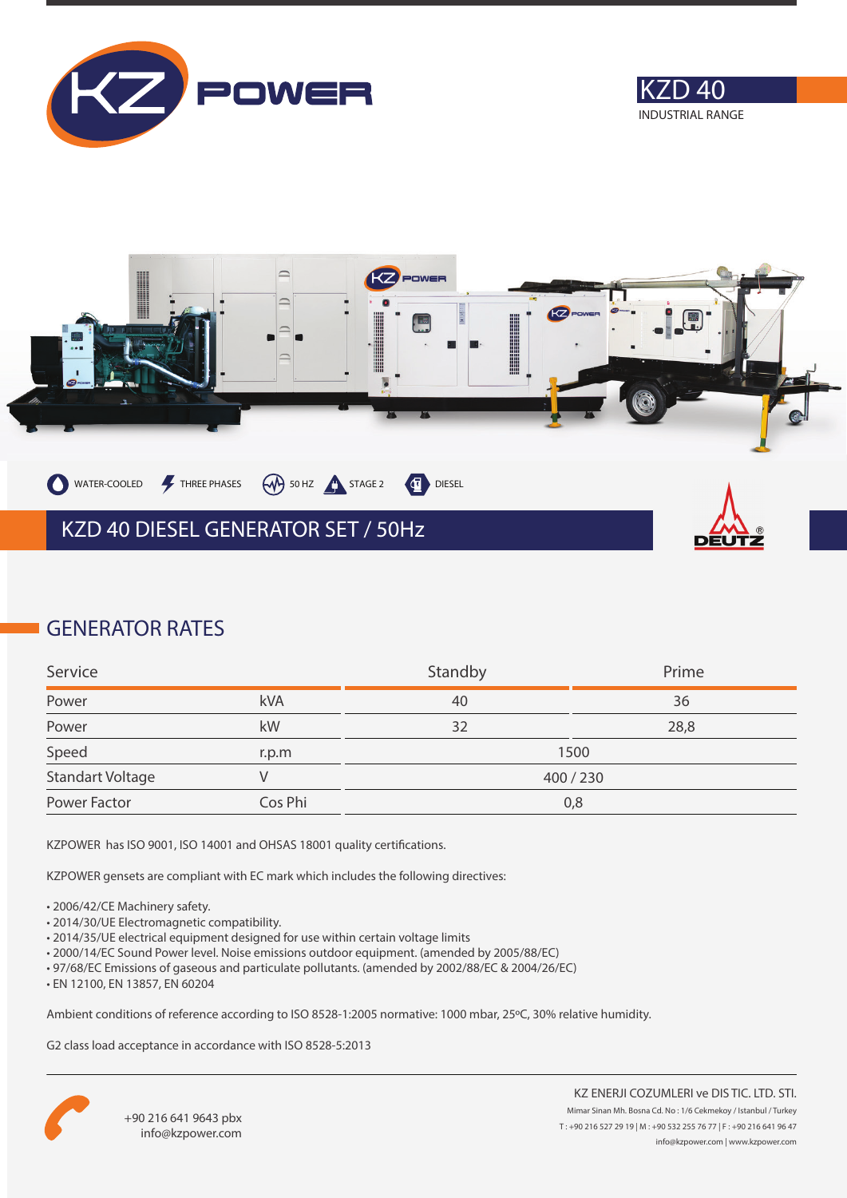# KZD 40

INDUSTRIAL RANGE

WATER-COOLED | THREE PHASES | 50 HZ | STAGE 2 | DIESEL

## KZD 40 DIESEL GENERATOR SET / 50Hz

## GENERATOR RATES

| Service | | Standby | Prime |
|---|---|---|---|
| Power | kVA | 40 | 36 |
| Power | kW | 32 | 28,8 |
| Speed | r.p.m | 1500 | |
| Standart Voltage | V | 400 / 230 | |
| Power Factor | Cos Phi | 0,8 | |

KZPOWER has ISO 9001, ISO 14001 and OHSAS 18001 quality certifications.

KZPOWER gensets are compliant with EC mark which includes the following directives:

- 2006/42/CE Machinery safety.
- 2014/30/UE Electromagnetic compatibility.
- 2014/35/UE electrical equipment designed for use within certain voltage limits
- 2000/14/EC Sound Power level. Noise emissions outdoor equipment. (amended by 2005/88/EC)
- 97/68/EC Emissions of gaseous and particulate pollutants. (amended by 2002/88/EC & 2004/26/EC)
- EN 12100, EN 13857, EN 60204

Ambient conditions of reference according to ISO 8528-1:2005 normative: 1000 mbar, 25ºC, 30% relative humidity.

G2 class load acceptance in accordance with ISO 8528-5:2013

+90 216 641 9643 pbx
info@kzpower.com

KZ ENERJI COZUMLERI ve DIS TIC. LTD. STI.
Mimar Sinan Mh. Bosna Cd. No : 1/6 Cekmekoy / Istanbul / Turkey
T : +90 216 527 29 19 | M : +90 532 255 76 77 | F : +90 216 641 96 47
info@kzpower.com | www.kzpower.com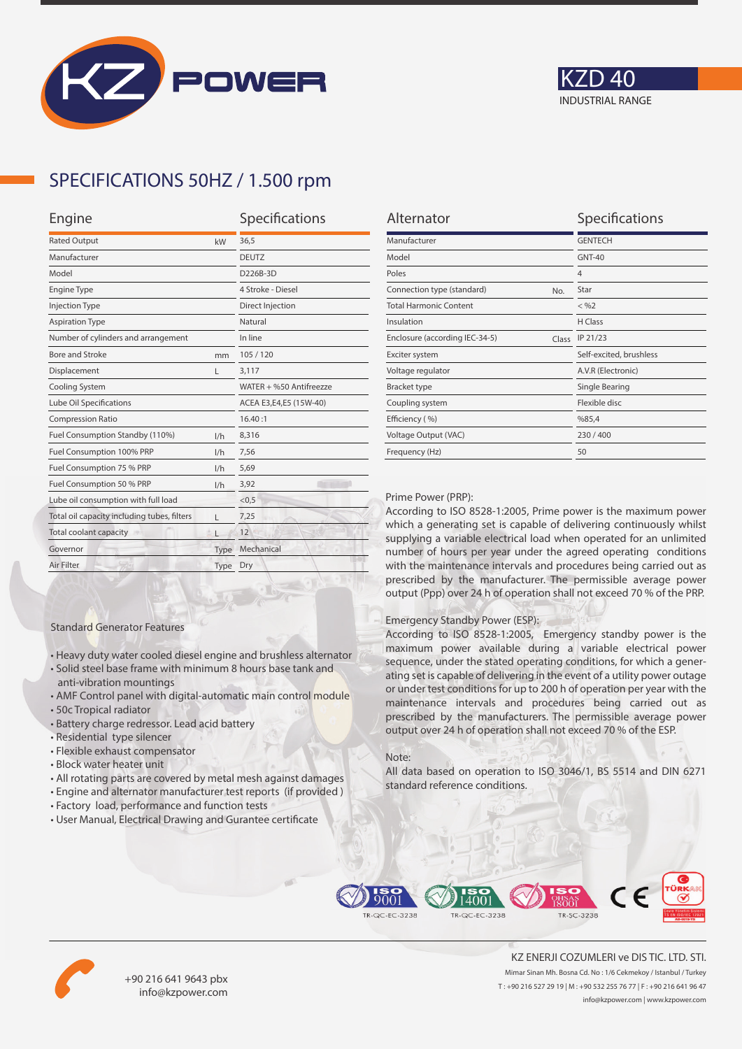# KZD 40

INDUSTRIAL RANGE

## SPECIFICATIONS 50HZ / 1.500 rpm

| Engine | | Specifications |
|---|---|---|
| Rated Output | kW | 36,5 |
| Manufacturer | | DEUTZ |
| Model | | D226B-3D |
| Engine Type | | 4 Stroke - Diesel |
| Injection Type | | Direct Injection |
| Aspiration Type | | Natural |
| Number of cylinders and arrangement | | In line |
| Bore and Stroke | mm | 105 / 120 |
| Displacement | L | 3,117 |
| Cooling System | | WATER + %50 Antifreezze |
| Lube Oil Specifications | | ACEA E3,E4,E5 (15W-40) |
| Compression Ratio | | 16.40 :1 |
| Fuel Consumption Standby (110%) | l/h | 8,316 |
| Fuel Consumption 100% PRP | l/h | 7,56 |
| Fuel Consumption 75 % PRP | l/h | 5,69 |
| Fuel Consumption 50 % PRP | l/h | 3,92 |
| Lube oil consumption with full load | | <0,5 |
| Total oil capacity including tubes, filters | L | 7,25 |
| Total coolant capacity | L | 12 |
| Governor | Type | Mechanical |
| Air Filter | Type | Dry |

| Alternator | | Specifications |
|---|---|---|
| Manufacturer | | GENTECH |
| Model | | GNT-40 |
| Poles | | 4 |
| Connection type (standard) | No. | Star |
| Total Harmonic Content | | < %2 |
| Insulation | | H Class |
| Enclosure (according IEC-34-5) | Class | IP 21/23 |
| Exciter system | | Self-excited, brushless |
| Voltage regulator | | A.V.R (Electronic) |
| Bracket type | | Single Bearing |
| Coupling system | | Flexible disc |
| Efficiency ( %) | | %85,4 |
| Voltage Output (VAC) | | 230 / 400 |
| Frequency (Hz) | | 50 |

Standard Generator Features

- Heavy duty water cooled diesel engine and brushless alternator
- Solid steel base frame with minimum 8 hours base tank and anti-vibration mountings
- AMF Control panel with digital-automatic main control module
- 50c Tropical radiator
- Battery charge redressor. Lead acid battery
- Residential type silencer
- Flexible exhaust compensator
- Block water heater unit
- All rotating parts are covered by metal mesh against damages
- Engine and alternator manufacturer test reports (if provided )
- Factory load, performance and function tests
- User Manual, Electrical Drawing and Gurantee certificate

Prime Power (PRP):
According to ISO 8528-1:2005, Prime power is the maximum power which a generating set is capable of delivering continuously whilst supplying a variable electrical load when operated for an unlimited number of hours per year under the agreed operating conditions with the maintenance intervals and procedures being carried out as prescribed by the manufacturer. The permissible average power output (Ppp) over 24 h of operation shall not exceed 70 % of the PRP.

Emergency Standby Power (ESP):
According to ISO 8528-1:2005, Emergency standby power is the maximum power available during a variable electrical power sequence, under the stated operating conditions, for which a generating set is capable of delivering in the event of a utility power outage or under test conditions for up to 200 h of operation per year with the maintenance intervals and procedures being carried out as prescribed by the manufacturers. The permissible average power output over 24 h of operation shall not exceed 70 % of the ESP.

Note:
All data based on operation to ISO 3046/1, BS 5514 and DIN 6271 standard reference conditions.

ISO 9001 TR-QC-EC-3238 | ISO 14001 TR-QC-EC-3238 | ISO OHSAS 18001 TR-SC-3238 | CE | TÜRKAK

+90 216 641 9643 pbx
info@kzpower.com

KZ ENERJI COZUMLERI ve DIS TIC. LTD. STI.
Mimar Sinan Mh. Bosna Cd. No : 1/6 Cekmekoy / Istanbul / Turkey
T : +90 216 527 29 19 | M : +90 532 255 76 77 | F : +90 216 641 96 47
info@kzpower.com | www.kzpower.com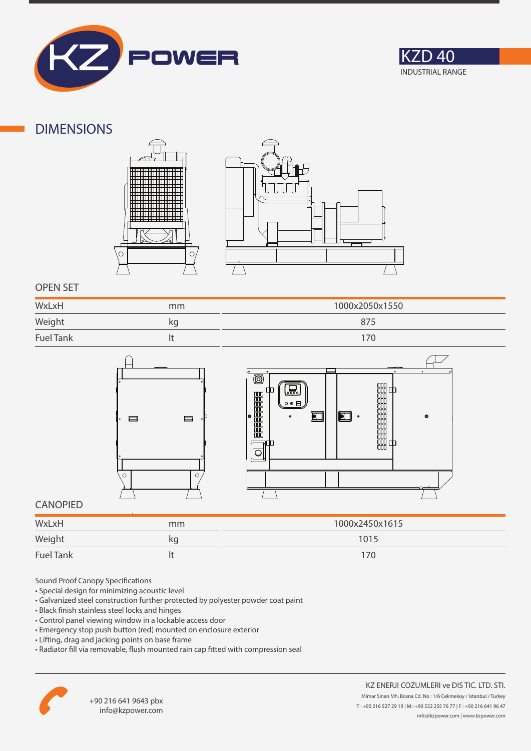KZ POWER

KZD 40
INDUSTRIAL RANGE

## DIMENSIONS

### OPEN SET

| | | |
|---|---|---|
| WxLxH | mm | 1000x2050x1550 |
| Weight | kg | 875 |
| Fuel Tank | lt | 170 |

### CANOPIED

| | | |
|---|---|---|
| WxLxH | mm | 1000x2450x1615 |
| Weight | kg | 1015 |
| Fuel Tank | lt | 170 |

Sound Proof Canopy Specifications

- Special design for minimizing acoustic level
- Galvanized steel construction further protected by polyester powder coat paint
- Black finish stainless steel locks and hinges
- Control panel viewing window in a lockable access door
- Emergency stop push button (red) mounted on enclosure exterior
- Lifting, drag and jacking points on base frame
- Radiator fill via removable, flush mounted rain cap fitted with compression seal

+90 216 641 9643 pbx
info@kzpower.com

KZ ENERJI COZUMLERI ve DIS TIC. LTD. STI.
Mimar Sinan Mh. Bosna Cd. No : 1/6 Cekmekoy / Istanbul / Turkey
T : +90 216 527 29 19 | M : +90 532 255 76 77 | F : +90 216 641 96 47
info@kzpower.com | www.kzpower.com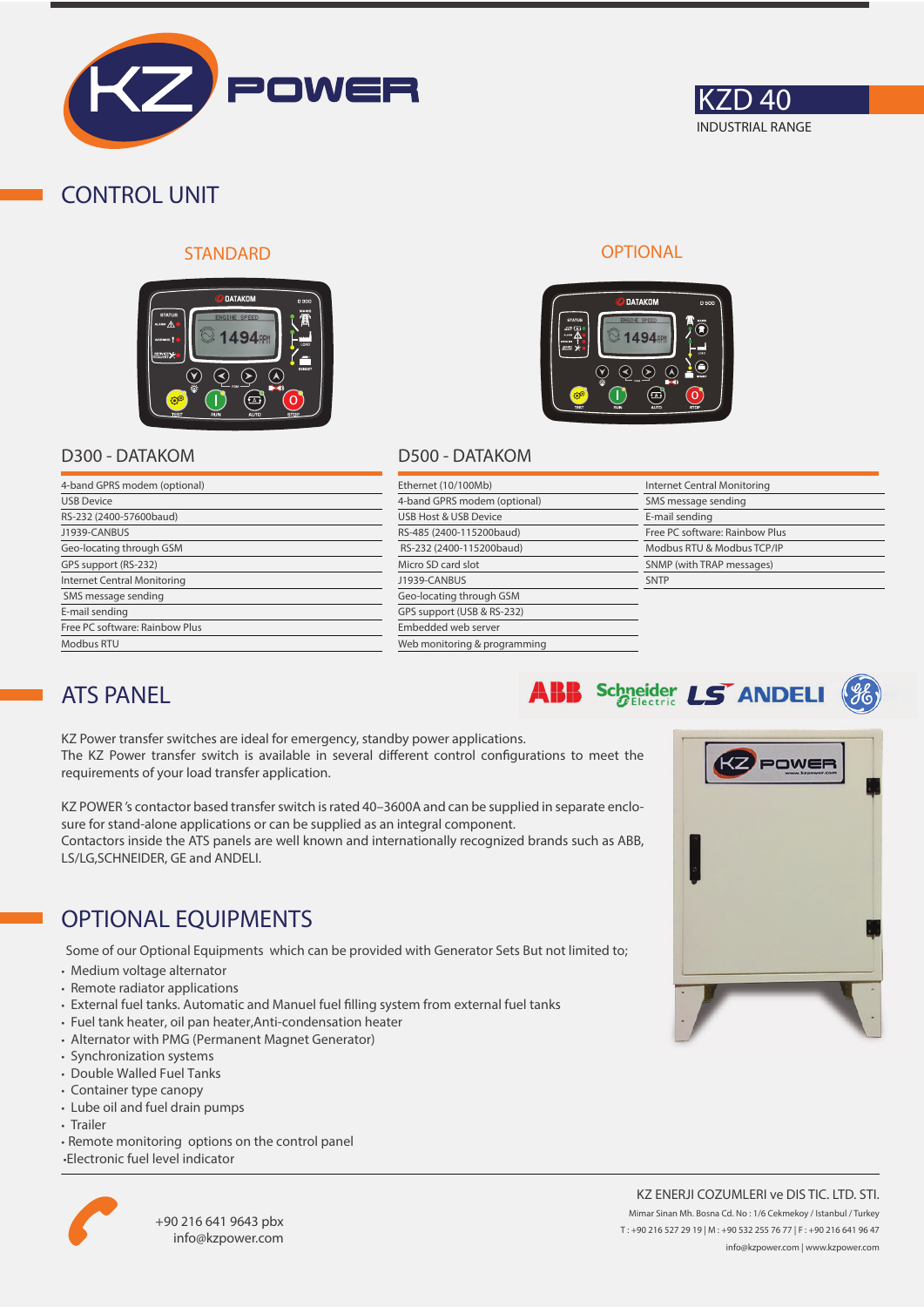KZD 40

INDUSTRIAL RANGE

# CONTROL UNIT

## STANDARD

### D300 - DATAKOM

| |
|---|
| 4-band GPRS modem (optional) |
| USB Device |
| RS-232 (2400-57600baud) |
| J1939-CANBUS |
| Geo-locating through GSM |
| GPS support (RS-232) |
| Internet Central Monitoring |
| SMS message sending |
| E-mail sending |
| Free PC software: Rainbow Plus |
| Modbus RTU |

## OPTIONAL

### D500 - DATAKOM

| | |
|---|---|
| Ethernet (10/100Mb) | Internet Central Monitoring |
| 4-band GPRS modem (optional) | SMS message sending |
| USB Host & USB Device | E-mail sending |
| RS-485 (2400-115200baud) | Free PC software: Rainbow Plus |
| RS-232 (2400-115200baud) | Modbus RTU & Modbus TCP/IP |
| Micro SD card slot | SNMP (with TRAP messages) |
| J1939-CANBUS | SNTP |
| Geo-locating through GSM | |
| GPS support (USB & RS-232) | |
| Embedded web server | |
| Web monitoring & programming | |

# ATS PANEL

KZ Power transfer switches are ideal for emergency, standby power applications.
The KZ Power transfer switch is available in several different control configurations to meet the requirements of your load transfer application.

KZ POWER 's contactor based transfer switch is rated 40–3600A and can be supplied in separate enclosure for stand-alone applications or can be supplied as an integral component.
Contactors inside the ATS panels are well known and internationally recognized brands such as ABB, LS/LG,SCHNEIDER, GE and ANDELI.

# OPTIONAL EQUIPMENTS

Some of our Optional Equipments which can be provided with Generator Sets But not limited to;

- Medium voltage alternator
- Remote radiator applications
- External fuel tanks. Automatic and Manuel fuel filling system from external fuel tanks
- Fuel tank heater, oil pan heater,Anti-condensation heater
- Alternator with PMG (Permanent Magnet Generator)
- Synchronization systems
- Double Walled Fuel Tanks
- Container type canopy
- Lube oil and fuel drain pumps
- Trailer
- Remote monitoring options on the control panel
- Electronic fuel level indicator

+90 216 641 9643 pbx
info@kzpower.com

KZ ENERJI COZUMLERI ve DIS TIC. LTD. STI.
Mimar Sinan Mh. Bosna Cd. No : 1/6 Cekmekoy / Istanbul / Turkey
T : +90 216 527 29 19 | M : +90 532 255 76 77 | F : +90 216 641 96 47
info@kzpower.com | www.kzpower.com